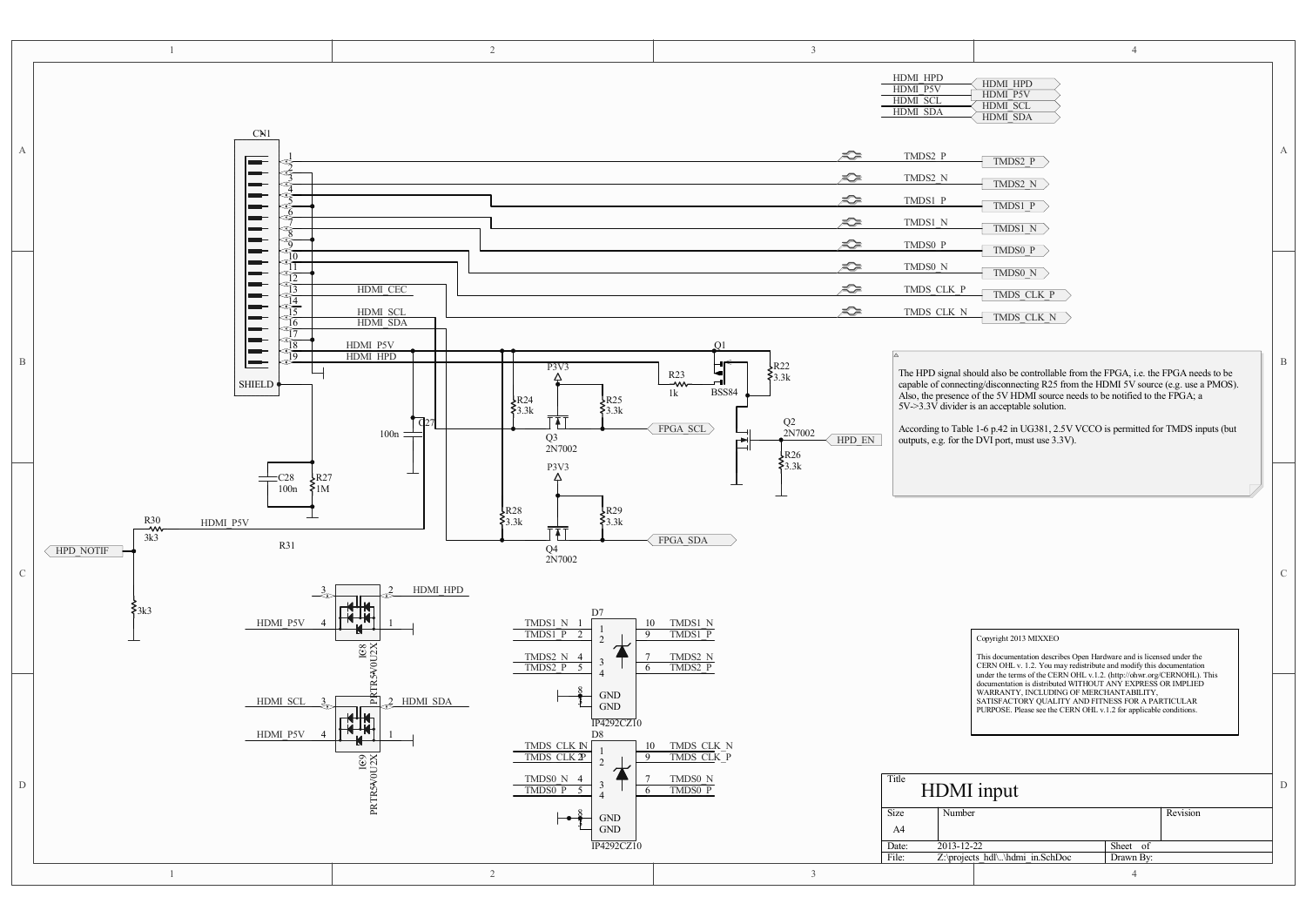# HDMI input

The HPD signal should also be controllable from the FPGA, i.e. the FPGA needs to be capable of connecting/disconnecting R25 from the HDMI 5V source (e.g. use a PMOS). Also, the presence of the 5V HDMI source needs to be notified to the FPGA; a 5V->3.3V divider is an acceptable solution.

According to Table 1-6 p.42 in UG381, 2.5V VCCO is permitted for TMDS inputs (but outputs, e.g. for the DVI port, must use 3.3V).

Copyright 2013 MIXXEO

This documentation describes Open Hardware and is licensed under the CERN OHL v. 1.2. You may redistribute and modify this documentation under the terms of the CERN OHL v.1.2. (http://ohwr.org/CERNOHL). This documentation is distributed WITHOUT ANY EXPRESS OR IMPLIED WARRANTY, INCLUDING OF MERCHANTABILITY, SATISFACTORY QUALITY AND FITNESS FOR A PARTICULAR PURPOSE. Please see the CERN OHL v.1.2 for applicable conditions.

| Title | HDMI input | |
| --- | --- | --- |
| Size: A4 | Number | Revision |
| Date: 2013-12-22 | Sheet of | |
| File: Z:\projects_hdl\..\hdmi_in.SchDoc | Drawn By: | |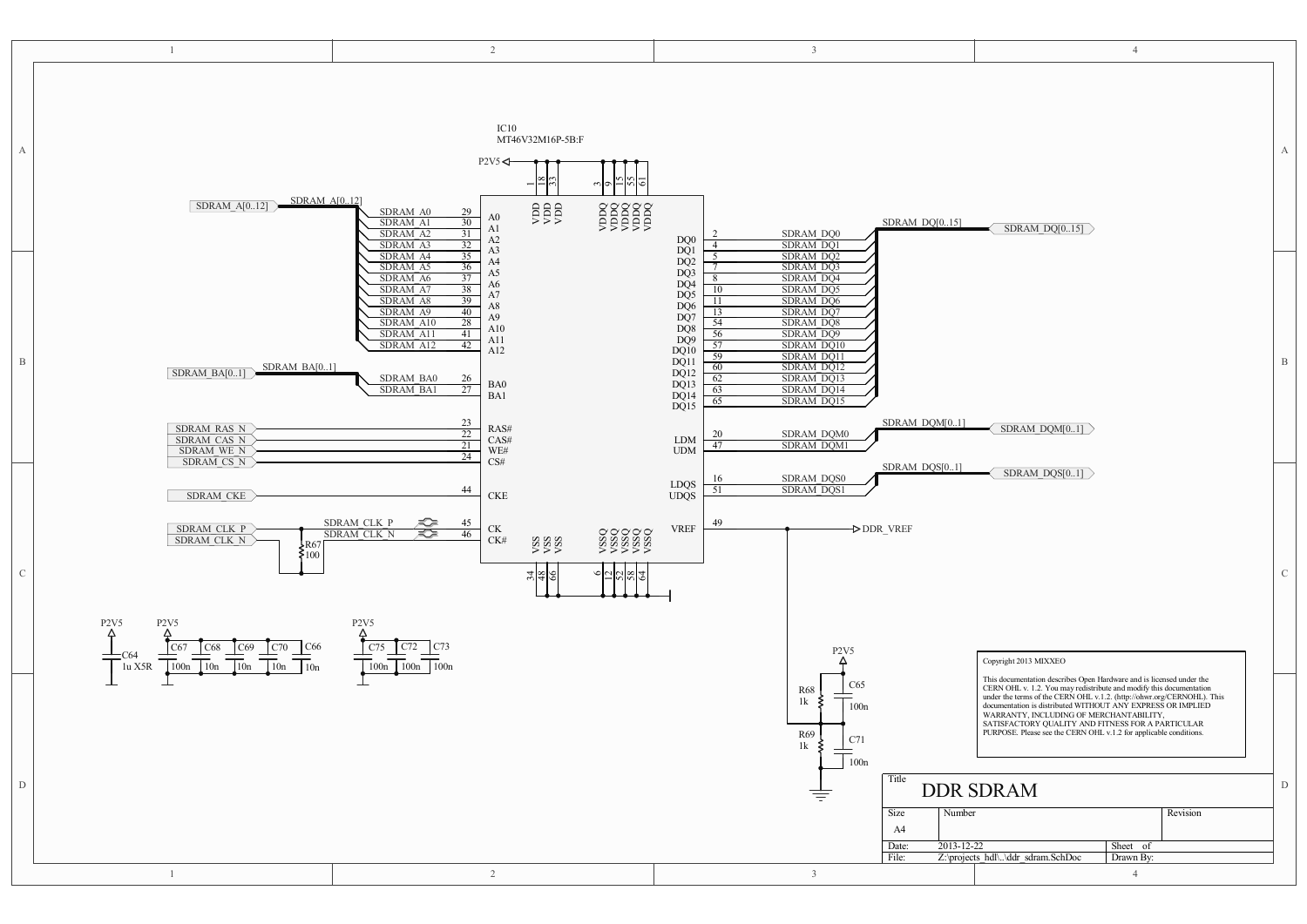# DDR SDRAM

IC10
MT46V32M16P-5B:F

| Signal | Pin | Function |
|---|---|---|
| SDRAM_A0 | 29 | A0 |
| SDRAM_A1 | 30 | A1 |
| SDRAM_A2 | 31 | A2 |
| SDRAM_A3 | 32 | A3 |
| SDRAM_A4 | 35 | A4 |
| SDRAM_A5 | 36 | A5 |
| SDRAM_A6 | 37 | A6 |
| SDRAM_A7 | 38 | A7 |
| SDRAM_A8 | 39 | A8 |
| SDRAM_A9 | 40 | A9 |
| SDRAM_A10 | 28 | A10 |
| SDRAM_A11 | 41 | A11 |
| SDRAM_A12 | 42 | A12 |
| SDRAM_BA0 | 26 | BA0 |
| SDRAM_BA1 | 27 | BA1 |
| SDRAM_RAS_N | 23 | RAS# |
| SDRAM_CAS_N | 22 | CAS# |
| SDRAM_WE_N | 21 | WE# |
| SDRAM_CS_N | 24 | CS# |
| SDRAM_CKE | 44 | CKE |
| SDRAM_CLK_P | 45 | CK |
| SDRAM_CLK_N | 46 | CK# |
| SDRAM_DQ0 | 2 | DQ0 |
| SDRAM_DQ1 | 4 | DQ1 |
| SDRAM_DQ2 | 5 | DQ2 |
| SDRAM_DQ3 | 7 | DQ3 |
| SDRAM_DQ4 | 8 | DQ4 |
| SDRAM_DQ5 | 10 | DQ5 |
| SDRAM_DQ6 | 11 | DQ6 |
| SDRAM_DQ7 | 13 | DQ7 |
| SDRAM_DQ8 | 54 | DQ8 |
| SDRAM_DQ9 | 56 | DQ9 |
| SDRAM_DQ10 | 57 | DQ10 |
| SDRAM_DQ11 | 59 | DQ11 |
| SDRAM_DQ12 | 60 | DQ12 |
| SDRAM_DQ13 | 62 | DQ13 |
| SDRAM_DQ14 | 63 | DQ14 |
| SDRAM_DQ15 | 65 | DQ15 |
| SDRAM_DQM0 | 20 | LDM |
| SDRAM_DQM1 | 47 | UDM |
| SDRAM_DQS0 | 16 | LDQS |
| SDRAM_DQS1 | 51 | UDQS |
| DDR_VREF | 49 | VREF |
| P2V5 | 1, 18, 33 | VDD |
| P2V5 | 3, 9, 15, 55, 61 | VDDQ |
| GND | 34, 48, 66 | VSS |
| GND | 6, 12, 52, 58, 64 | VSSQ |

Buses: SDRAM_A[0..12], SDRAM_BA[0..1], SDRAM_DQ[0..15], SDRAM_DQM[0..1], SDRAM_DQS[0..1]

R67 100 (between SDRAM_CLK_P and SDRAM_CLK_N)

P2V5: C64 1u X5R

P2V5: C67 100n, C68 10n, C69 10n, C70 10n, C66 10n

P2V5: C75 100n, C72 100n, C73 100n

DDR_VREF divider: P2V5 — R68 1k — DDR_VREF — R69 1k — GND; C65 100n, C71 100n

Copyright 2013 MIXXEO

This documentation describes Open Hardware and is licensed under the CERN OHL v. 1.2. You may redistribute and modify this documentation under the terms of the CERN OHL v.1.2. (http://ohwr.org/CERNOHL). This documentation is distributed WITHOUT ANY EXPRESS OR IMPLIED WARRANTY, INCLUDING OF MERCHANTABILITY, SATISFACTORY QUALITY AND FITNESS FOR A PARTICULAR PURPOSE. Please see the CERN OHL v.1.2 for applicable conditions.

| Title | DDR SDRAM | | |
|---|---|---|---|
| Size | Number | | Revision |
| A4 | | | |
| Date: | 2013-12-22 | Sheet of | |
| File: | Z:\projects_hdl\..\ddr_sdram.SchDoc | Drawn By: | |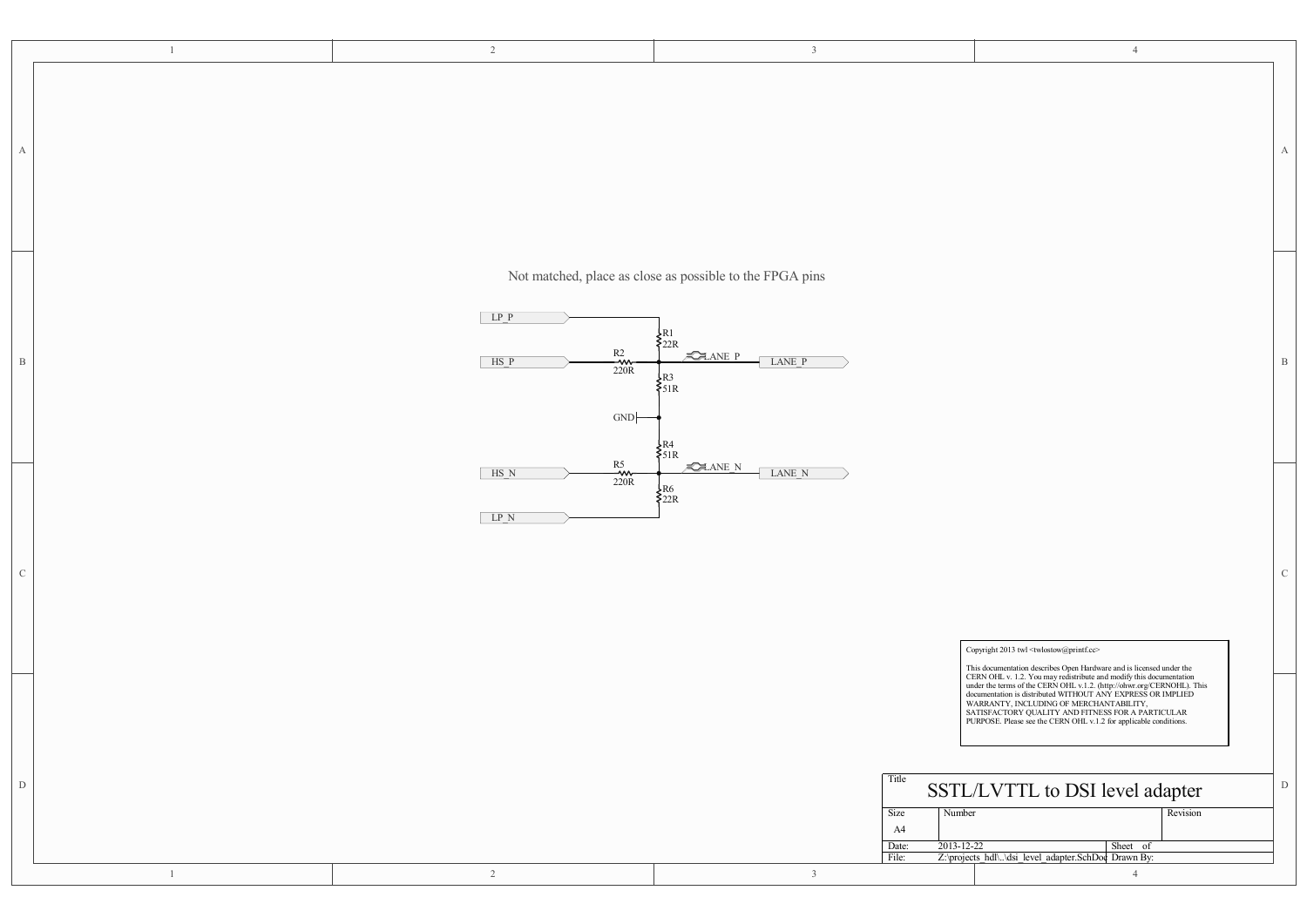Not matched, place as close as possible to the FPGA pins

LP_P

R1
22R

HS_P

R2
220R

LANE_P

LANE_P

R3
51R

GND

R4
51R

HS_N

R5
220R

LANE_N

LANE_N

R6
22R

LP_N

Copyright 2013 twl <twlostow@printf.cc>

This documentation describes Open Hardware and is licensed under the CERN OHL v. 1.2. You may redistribute and modify this documentation under the terms of the CERN OHL v.1.2. (http://ohwr.org/CERNOHL). This documentation is distributed WITHOUT ANY EXPRESS OR IMPLIED WARRANTY, INCLUDING OF MERCHANTABILITY, SATISFACTORY QUALITY AND FITNESS FOR A PARTICULAR PURPOSE. Please see the CERN OHL v.1.2 for applicable conditions.

| Title | SSTL/LVTTL to DSI level adapter | | |
|---|---|---|---|
| Size | Number | | Revision |
| A4 | | | |
| Date: | 2013-12-22 | Sheet of | |
| File: | Z:\projects_hdl\..\dsi_level_adapter.SchDoc | Drawn By: | |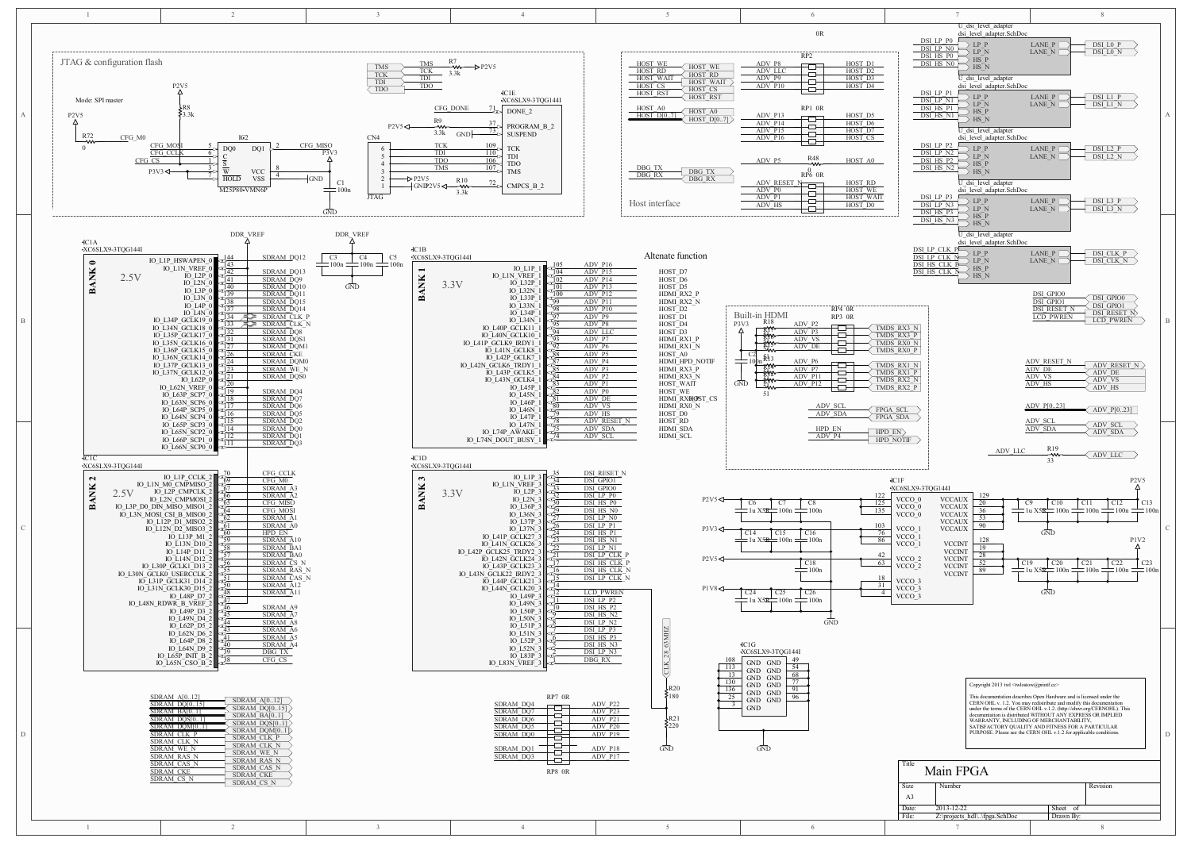# Main FPGA

## JTAG & configuration flash

Mode: SPI master

- R72 0 — CFG_M0
- R8 3.3k — P2V5
- IG2 M25P80-VMN6P: DQ0 (5) CFG_MOSI, C (6) CFG_CCLK, S (1) CFG_CS, W (3), HOLD (7), DQ1 (2) CFG_MISO, VCC (8) P3V3, VSS (4) GND
- C1 100n

JTAG connector CN4: TCK, TDI, TDO, TMS

- R7 3.3k — TMS to P2V5
- R9 3.3k — PROGRAM_B_2
- R10 3.3k — CMPCS_B_2

IC1E XC6SLX9-3TQG144I:

| Pin | Signal |
|---|---|
| 71 | DONE_2 (CFG_DONE) |
| 37 | PROGRAM_B_2 |
| 73 | SUSPEND |
| 109 | TCK |
| 110 | TDI |
| 106 | TDO |
| 107 | TMS |
| 72 | CMPCS_B_2 |

## Host interface

HOST_WE, HOST_RD, HOST_WAIT, HOST_CS, HOST_RST, HOST_A0, HOST_D[0..7], DBG_TX, DBG_RX

| FPGA signal | Resistor | Host signal |
|---|---|---|
| ADV_P8 | RP2 | HOST_D1 |
| ADV_LLC | RP2 | HOST_D2 |
| ADV_P9 | RP2 | HOST_D3 |
| ADV_P10 | RP2 | HOST_D4 |
| ADV_P13 | RP1 0R | HOST_D5 |
| ADV_P14 | RP1 0R | HOST_D6 |
| ADV_P15 | RP1 0R | HOST_D7 |
| ADV_P16 | RP1 0R | HOST_CS |
| ADV_P5 | R48 0 | HOST_A0 |
| ADV_RESET_N | RP6 0R | HOST_RD |
| ADV_P0 | RP6 0R | HOST_WE |
| ADV_P1 | RP6 0R | HOST_WAIT |
| ADV_HS | RP6 0R | HOST_D0 |

0R

## DSI level adapters (U_dsi_level_adapter, dsi_level_adapter.SchDoc)

| Inputs | Outputs |
|---|---|
| DSI_LP_P0, DSI_LP_N0, DSI_HS_P0, DSI_HS_N0 | DSI_L0_P, DSI_L0_N |
| DSI_LP_P1, DSI_LP_N1, DSI_HS_P1, DSI_HS_N1 | DSI_L1_P, DSI_L1_N |
| DSI_LP_P2, DSI_LP_N2, DSI_HS_P2, DSI_HS_N2 | DSI_L2_P, DSI_L2_N |
| DSI_LP_P3, DSI_LP_N3, DSI_HS_P3, DSI_HS_N3 | DSI_L3_P, DSI_L3_N |
| DSI_LP_CLK_P, DSI_LP_CLK_N, DSI_HS_CLK_P, DSI_HS_CLK_N | DSI_CLK_P, DSI_CLK_N |

DSI_GPIO0, DSI_GPIO1, DSI_RESET_N, LCD_PWREN

## IC1A BANK 0 (2.5V) — XC6SLX9-3TQG144I

| Pin | Name | Net |
|---|---|---|
| 144 | IO_L1P_HSWAPEN_0 | SDRAM_DQ12 |
| 143 | IO_L1N_VREF_0 | DDR_VREF |
| 142 | IO_L2P_0 | SDRAM_DQ13 |
| 141 | IO_L2N_0 | SDRAM_DQ9 |
| 140 | IO_L3P_0 | SDRAM_DQ10 |
| 139 | IO_L3N_0 | SDRAM_DQ11 |
| 138 | IO_L4P_0 | SDRAM_DQ15 |
| 137 | IO_L4N_0 | SDRAM_DQ14 |
| 134 | IO_L34P_GCLK19_0 | SDRAM_CLK_P |
| 133 | IO_L34N_GCLK18_0 | SDRAM_CLK_N |
| 132 | IO_L35P_GCLK17_0 | SDRAM_DQ8 |
| 131 | IO_L35N_GCLK16_0 | SDRAM_DQS1 |
| 127 | IO_L36P_GCLK15_0 | SDRAM_DQM1 |
| 126 | IO_L36N_GCLK14_0 | SDRAM_CKE |
| 124 | IO_L37P_GCLK13_0 | SDRAM_DQM0 |
| 123 | IO_L37N_GCLK12_0 | SDRAM_WE_N |
| 121 | IO_L62P_0 | SDRAM_DQS0 |
| 120 | IO_L62N_VREF_0 | DDR_VREF |
| 119 | IO_L63P_SCP7_0 | SDRAM_DQ4 |
| 118 | IO_L63N_SCP6_0 | SDRAM_DQ7 |
| 117 | IO_L64P_SCP5_0 | SDRAM_DQ6 |
| 116 | IO_L64N_SCP4_0 | SDRAM_DQ5 |
| 115 | IO_L65P_SCP3_0 | SDRAM_DQ2 |
| 114 | IO_L65N_SCP2_0 | SDRAM_DQ0 |
| 112 | IO_L66P_SCP1_0 | SDRAM_DQ1 |
| 111 | IO_L66N_SCP0_0 | SDRAM_DQ3 |

DDR_VREF decoupling: C3 100n, C4 100n, C5 100n

## IC1B BANK 1 (3.3V)

| Pin | Name | Net | Alternate function |
|---|---|---|---|
| 105 | IO_L1P_1 | ADV_P16 | HOST_D7 |
| 104 | IO_L1N_VREF_1 | ADV_P15 | HOST_D6 |
| 102 | IO_L32P_1 | ADV_P14 | HOST_D5 |
| 101 | IO_L32N_1 | ADV_P13 | HDMI_RX2_P |
| 100 | IO_L33P_1 | ADV_P12 | HDMI_RX2_N |
| 99 | IO_L33N_1 | ADV_P11 | HOST_D2 |
| 98 | IO_L34P_1 | ADV_P10 | HOST_D1 |
| 97 | IO_L34N_1 | ADV_P9 | HOST_D4 |
| 95 | IO_L40P_GCLK11_1 | ADV_P8 | HOST_D3 |
| 94 | IO_L40N_GCLK10_1 | ADV_LLC | HDMI_RX1_P |
| 93 | IO_L41P_GCLK9_IRDY1_1 | ADV_P7 | HDMI_RX1_N |
| 92 | IO_L41N_GCLK8_1 | ADV_P6 | HOST_A0 |
| 88 | IO_L42P_GCLK7_1 | ADV_P5 | HDMI_HPD_NOTIF |
| 87 | IO_L42N_GCLK6_TRDY1_1 | ADV_P4 | HDMI_RX3_P |
| 85 | IO_L43P_GCLK5_1 | ADV_P3 | HDMI_RX3_N |
| 84 | IO_L43N_GCLK4_1 | ADV_P2 | HOST_WAIT |
| 83 | IO_L45P_1 | ADV_P1 | HOST_WE |
| 82 | IO_L45N_1 | ADV_P0 | HDMI_RX0_P / HOST_CS |
| 81 | IO_L46P_1 | ADV_DE | HDMI_RX0_N |
| 80 | IO_L46N_1 | ADV_VS | HOST_D0 |
| 79 | IO_L47P_1 | ADV_HS | HOST_RD |
| 78 | IO_L47N_1 | ADV_RESET_N | HDMI_SDA |
| 74 | IO_L74P_AWAKE_1 | ADV_SDA | HDMI_SCL |
| 75 | IO_L74N_DOUT_BUSY_1 | ADV_SCL | |

## Built-in HDMI

P3V3, C2 100n, RP3 0R, RP4 0R, RP5 0R, R18, R13, 51

| FPGA signal | HDMI signal |
|---|---|
| ADV_P2 | TMDS_RX3_N |
| ADV_P3 | TMDS_RX3_P |
| ADV_VS | TMDS_RX0_N |
| ADV_DE | TMDS_RX0_P |
| ADV_P6 | TMDS_RX1_N |
| ADV_P7 | TMDS_RX1_P |
| ADV_P11 | TMDS_RX2_N |
| ADV_P12 | TMDS_RX2_P |
| ADV_SCL | FPGA_SCL |
| ADV_SDA | FPGA_SDA |
| HPD_EN | HPD_EN |
| ADV_P4 | HPD_NOTIF |

Ports: ADV_RESET_N, ADV_DE, ADV_VS, ADV_HS, ADV_P[0..23], ADV_SCL, ADV_SDA, ADV_LLC (R19 33)

## IC1C BANK 2 (2.5V)

| Pin | Name | Net |
|---|---|---|
| 70 | IO_L1P_CCLK_2 | CFG_CCLK |
| 69 | IO_L1N_M0_CMPMISO_2 | CFG_M0 |
| 67 | IO_L2P_CMPCLK_2 | SDRAM_A3 |
| 66 | IO_L2N_CMPMOSI_2 | SDRAM_A2 |
| 65 | IO_L3P_D0_DIN_MISO_MISO1_2 | CFG_MISO |
| 64 | IO_L3N_MOSI_CSI_B_MISO0_2 | CFG_MOSI |
| 62 | IO_L12P_D1_MISO2_2 | SDRAM_A1 |
| 61 | IO_L12N_D2_MISO3_2 | SDRAM_A0 |
| 60 | IO_L13P_M1_2 | HPD_EN |
| 59 | IO_L13N_D10_2 | SDRAM_A10 |
| 58 | IO_L14P_D11_2 | SDRAM_BA1 |
| 57 | IO_L14N_D12_2 | SDRAM_BA0 |
| 56 | IO_L30P_GCLK1_D13_2 | SDRAM_CS_N |
| 55 | IO_L30N_GCLK0_USERCCLK_2 | SDRAM_RAS_N |
| 51 | IO_L31P_GCLK31_D14_2 | SDRAM_CAS_N |
| 50 | IO_L31N_GCLK30_D15_2 | SDRAM_A12 |
| 48 | IO_L48P_D7_2 | SDRAM_A11 |
| 47 | IO_L48N_RDWR_B_VREF_2 | DDR_VREF |
| 46 | IO_L49P_D3_2 | SDRAM_A9 |
| 45 | IO_L49N_D4_2 | SDRAM_A7 |
| 44 | IO_L62P_D5_2 | SDRAM_A8 |
| 43 | IO_L62N_D6_2 | SDRAM_A6 |
| 41 | IO_L64P_D8_2 | SDRAM_A5 |
| 40 | IO_L64N_D9_2 | SDRAM_A4 |
| 39 | IO_L65P_INIT_B_2 | DBG_TX |
| 38 | IO_L65N_CSO_B_2 | CFG_CS |

## IC1D BANK 3 (3.3V)

| Pin | Name | Net |
|---|---|---|
| 35 | IO_L1P_3 | DSI_RESET_N |
| 34 | IO_L1N_VREF_3 | DSI_GPIO1 |
| 33 | IO_L2P_3 | DSI_GPIO0 |
| 32 | IO_L2N_3 | DSI_LP_P0 |
| 30 | IO_L36P_3 | DSI_HS_P0 |
| 29 | IO_L36N_3 | DSI_HS_N0 |
| 27 | IO_L37P_3 | DSI_LP_N0 |
| 26 | IO_L37N_3 | DSI_LP_P1 |
| 24 | IO_L41P_GCLK27_3 | DSI_HS_P1 |
| 23 | IO_L41N_GCLK26_3 | DSI_HS_N1 |
| 22 | IO_L42P_GCLK25_TRDY2_3 | DSI_LP_N1 |
| 21 | IO_L42N_GCLK24_3 | DSI_LP_CLK_P |
| 17 | IO_L43P_GCLK23_3 | DSI_HS_CLK_P |
| 16 | IO_L43N_GCLK22_IRDY2_3 | DSI_HS_CLK_N |
| 15 | IO_L44P_GCLK21_3 | DSI_LP_CLK_N |
| 14 | IO_L44N_GCLK20_3 | CLK_28_63MHZ |
| 12 | IO_L49P_3 | LCD_PWREN |
| 11 | IO_L49N_3 | DSI_LP_P2 |
| 10 | IO_L50P_3 | DSI_HS_P2 |
| 9 | IO_L50N_3 | DSI_HS_N2 |
| 8 | IO_L51P_3 | DSI_LP_N2 |
| 7 | IO_L51N_3 | DSI_LP_P3 |
| 6 | IO_L52P_3 | DSI_HS_P3 |
| 5 | IO_L52N_3 | DSI_HS_N3 |
| 2 | IO_L83P_3 | DSI_LP_N3 |
| 1 | IO_L83N_VREF_3 | DBG_RX |

CLK_28_63MHZ: R20 180, R21 220 to GND

## SDRAM signals

SDRAM_A[0..12], SDRAM_DQ[0..15], SDRAM_BA[0..1], SDRAM_DQS[0..1], SDRAM_DQM[0..1], SDRAM_CLK_P, SDRAM_CLK_N, SDRAM_WE_N, SDRAM_RAS_N, SDRAM_CAS_N, SDRAM_CKE, SDRAM_CS_N

RP7 0R / RP8 0R:

| SDRAM signal | ADV signal |
|---|---|
| SDRAM_DQ4 | ADV_P22 |
| SDRAM_DQ7 | ADV_P23 |
| SDRAM_DQ6 | ADV_P21 |
| SDRAM_DQ5 | ADV_P20 |
| SDRAM_DQ0 | ADV_P19 |
| SDRAM_DQ1 | ADV_P18 |
| SDRAM_DQ3 | ADV_P17 |

## IC1F power

| Rail | Pins | Function |
|---|---|---|
| P2V5 | 122, 125, 135 | VCCO_0 |
| P3V3 | 103, 76, 86 | VCCO_1 |
| P2V5 | 42, 63 | VCCO_2 |
| P1V8 | 13, 31, 4 | VCCO_3 |
| P2V5 | 129, 20, 36, 53, 90 | VCCAUX |
| P1V2 | 128, 19, 28, 52, 89 | VCCINT |

Decoupling: C6 1u X5R, C7 100n, C8 100n; C14 1u X5R, C15 100n, C16 100n; C18 100n; C24 1u X5R, C25 100n, C26 100n; C9 1u X5R, C10 100n, C11 100n, C12 100n, C13 100n; C19 1u X5R, C20 100n, C21 100n, C22 100n, C23 100n

## IC1G GND

GND pins: 108, 113, 13, 130, 136, 25, 3, 49, 54, 68, 77, 91, 96

---

Copyright 2013 twl <twlostow@printf.cc>

This documentation describes Open Hardware and is licensed under the CERN OHL v. 1.2. You may redistribute and modify this documentation under the terms of the CERN OHL v.1.2. (http://ohwr.org/CERNOHL). This documentation is distributed WITHOUT ANY EXPRESS OR IMPLIED WARRANTY, INCLUDING OF MERCHANTABILITY, SATISFACTORY QUALITY AND FITNESS FOR A PARTICULAR PURPOSE. Please see the CERN OHL v.1.2 for applicable conditions.

| Title | Main FPGA | |
|---|---|---|
| Size | Number | Revision |
| A3 | | |
| Date: | 2013-12-22 | Sheet of |
| File: | Z:\projects_hdl\..\fpga.SchDoc | Drawn By: |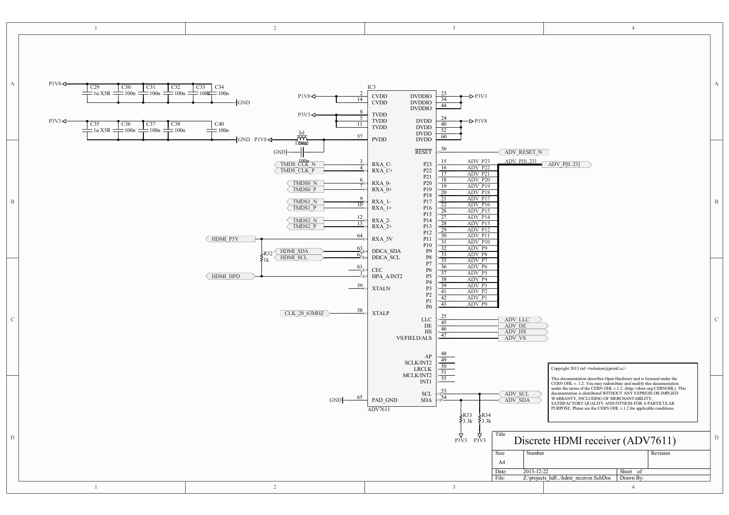Copyright 2013 twl <twlostow@printf.cc>

This documentation describes Open Hardware and is licensed under the CERN OHL v. 1.2. You may redistribute and modify this documentation under the terms of the CERN OHL v.1.2. (http://ohwr.org/CERNOHL). This documentation is distributed WITHOUT ANY EXPRESS OR IMPLIED WARRANTY, INCLUDING OF MERCHANTABILITY, SATISFACTORY QUALITY AND FITNESS FOR A PARTICULAR PURPOSE. Please see the CERN OHL v.1.2 for applicable conditions.

| Title | Discrete HDMI receiver (ADV7611) | |
|---|---|---|
| Size: A4 | Number | Revision |
| Date: 2013-12-22 | | Sheet of |
| File: Z:\projects_hdl\..\hdmi_receiver.SchDoc | | Drawn By: |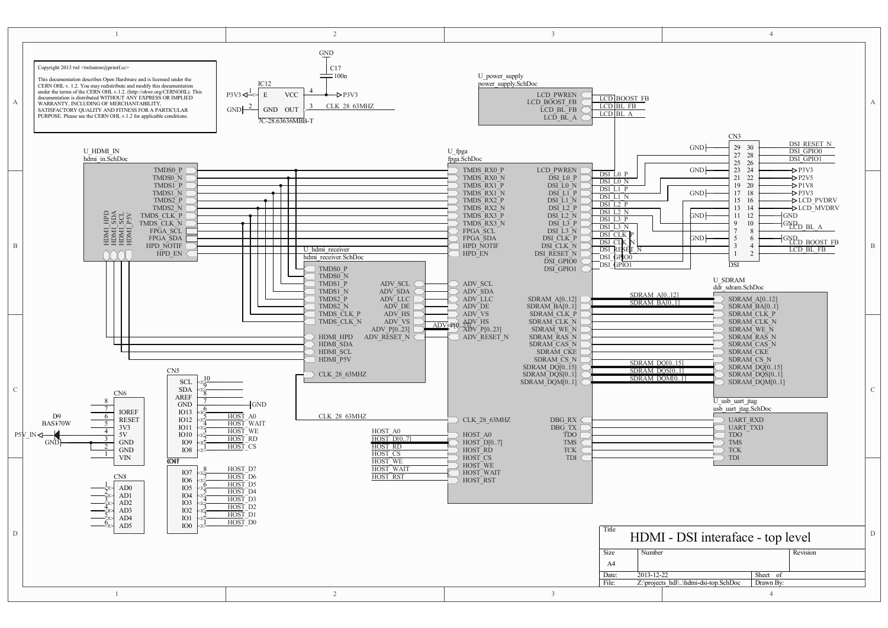Copyright 2013 twl <twlostow@printf.cc>

This documentation describes Open Hardware and is licensed under the CERN OHL v. 1.2. You may redistribute and modify this documentation under the terms of the CERN OHL v.1.2. (http://ohwr.org/CERNOHL). This documentation is distributed WITHOUT ANY EXPRESS OR IMPLIED WARRANTY, INCLUDING OF MERCHANTABILITY, SATISFACTORY QUALITY AND FITNESS FOR A PARTICULAR PURPOSE. Please see the CERN OHL v.1.2 for applicable conditions.

IC12 — 7C-28.63636MBB-T: 1 E (P3V3), 2 GND (GND), 3 OUT (CLK_28_63MHZ), 4 VCC (P3V3); C17 100n to GND

U_power_supply — power_supply.SchDoc: LCD_PWREN, LCD_BOOST_FB, LCD_BL_FB, LCD_BL_A

U_HDMI_IN — hdmi_in.SchDoc: TMDS0_P, TMDS0_N, TMDS1_P, TMDS1_N, TMDS2_P, TMDS2_N, TMDS_CLK_P, TMDS_CLK_N, FPGA_SCL, FPGA_SDA, HPD_NOTIF, HPD_EN, HDMI_HPD, HDMI_SDA, HDMI_SCL, HDMI_P5V

U_hdmi_receiver — hdmi_receiver.SchDoc: TMDS0_P, TMDS0_N, TMDS1_P, TMDS1_N, TMDS2_P, TMDS2_N, TMDS_CLK_P, TMDS_CLK_N, HDMI_HPD, HDMI_SDA, HDMI_SCL, HDMI_P5V, CLK_28_63MHZ, ADV_SCL, ADV_SDA, ADV_LLC, ADV_DE, ADV_VS, ADV_HS, ADV_P[0..23], ADV_RESET_N

U_fpga — fpga.SchDoc: TMDS_RX0_P, TMDS_RX0_N, TMDS_RX1_P, TMDS_RX1_N, TMDS_RX2_P, TMDS_RX2_N, TMDS_RX3_P, TMDS_RX3_N, FPGA_SCL, FPGA_SDA, HPD_NOTIF, HPD_EN, ADV_SCL, ADV_SDA, ADV_LLC, ADV_DE, ADV_VS, ADV_HS, ADV_P[0..23], ADV_RESET_N, CLK_28_63MHZ, HOST_A0, HOST_D[0..7], HOST_RD, HOST_CS, HOST_WE, HOST_WAIT, HOST_RST, LCD_PWREN, DSI_L0_P, DSI_L0_N, DSI_L1_P, DSI_L1_N, DSI_L2_P, DSI_L2_N, DSI_L3_P, DSI_L3_N, DSI_CLK_P, DSI_CLK_N, DSI_RESET_N, DSI_GPIO0, DSI_GPIO1, SDRAM_A[0..12], SDRAM_BA[0..1], SDRAM_CLK_P, SDRAM_CLK_N, SDRAM_WE_N, SDRAM_RAS_N, SDRAM_CAS_N, SDRAM_CKE, SDRAM_CS_N, SDRAM_DQ[0..15], SDRAM_DQS[0..1], SDRAM_DQM[0..1], DBG_RX, DBG_TX, TDO, TMS, TCK, TDI

CN3 — DSI

| Net | Pin | Pin | Net |
|---|---|---|---|
| GND | 29 | 30 | DSI_RESET_N |
| | 27 | 28 | DSI_GPIO0 |
| | 25 | 26 | DSI_GPIO1 |
| GND | 23 | 24 | P3V3 |
| DSI_L0_P | 21 | 22 | P2V5 |
| DSI_L0_N | 19 | 20 | P1V8 |
| GND | 17 | 18 | P3V3 |
| DSI_L1_P | 15 | 16 | LCD_PVDRV |
| DSI_L1_N | 13 | 14 | LCD_MVDRV |
| GND | 11 | 12 | GND |
| DSI_L2_P | 9 | 10 | GND / LCD_BL_A |
| DSI_L2_N | 7 | 8 | |
| GND | 5 | 6 | GND / LCD_BOOST_FB |
| | 3 | 4 | LCD_BL_FB |
| | 1 | 2 | |

U_SDRAM — ddr_sdram.SchDoc: SDRAM_A[0..12], SDRAM_BA[0..1], SDRAM_CLK_P, SDRAM_CLK_N, SDRAM_WE_N, SDRAM_RAS_N, SDRAM_CAS_N, SDRAM_CKE, SDRAM_CS_N, SDRAM_DQ[0..15], SDRAM_DQS[0..1], SDRAM_DQM[0..1]

U_usb_uart_jtag — usb_uart_jtag.SchDoc: UART_RXD, UART_TXD, TDO, TMS, TCK, TDI

CN5: 10 SCL, 9 SDA, 8 AREF, 7 GND (GND), 6 IO13, 5 IO12 (HOST_A0), 4 IO11 (HOST_WAIT), 3 IO10 (HOST_WE), 2 IO9 (HOST_RD), 1 IO8 (HOST_CS)

CN7: 8 IO7 (HOST_D7), 7 IO6 (HOST_D6), 6 IO5 (HOST_D5), 5 IO4 (HOST_D4), 4 IO3 (HOST_D3), 3 IO2 (HOST_D2), 2 IO1 (HOST_D1), 1 IO0 (HOST_D0)

CN6: 8 IOREF, 7 RESET, 6 3V3, 5 5V, 4 GND, 3 GND, 2 VIN, 1; D9 BAS170W, P5V_IN, GND

CN8: 1 AD0, 2 AD1, 3 AD2, 4 AD3, 5 AD4, 6 AD5

| Title | HDMI - DSI interaface - top level | |
|---|---|---|
| Size: A4 | Number | Revision |
| Date: 2013-12-22 | | Sheet of |
| File: Z:\projects_hdl\..\hdmi-dsi-top.SchDoc | | Drawn By: |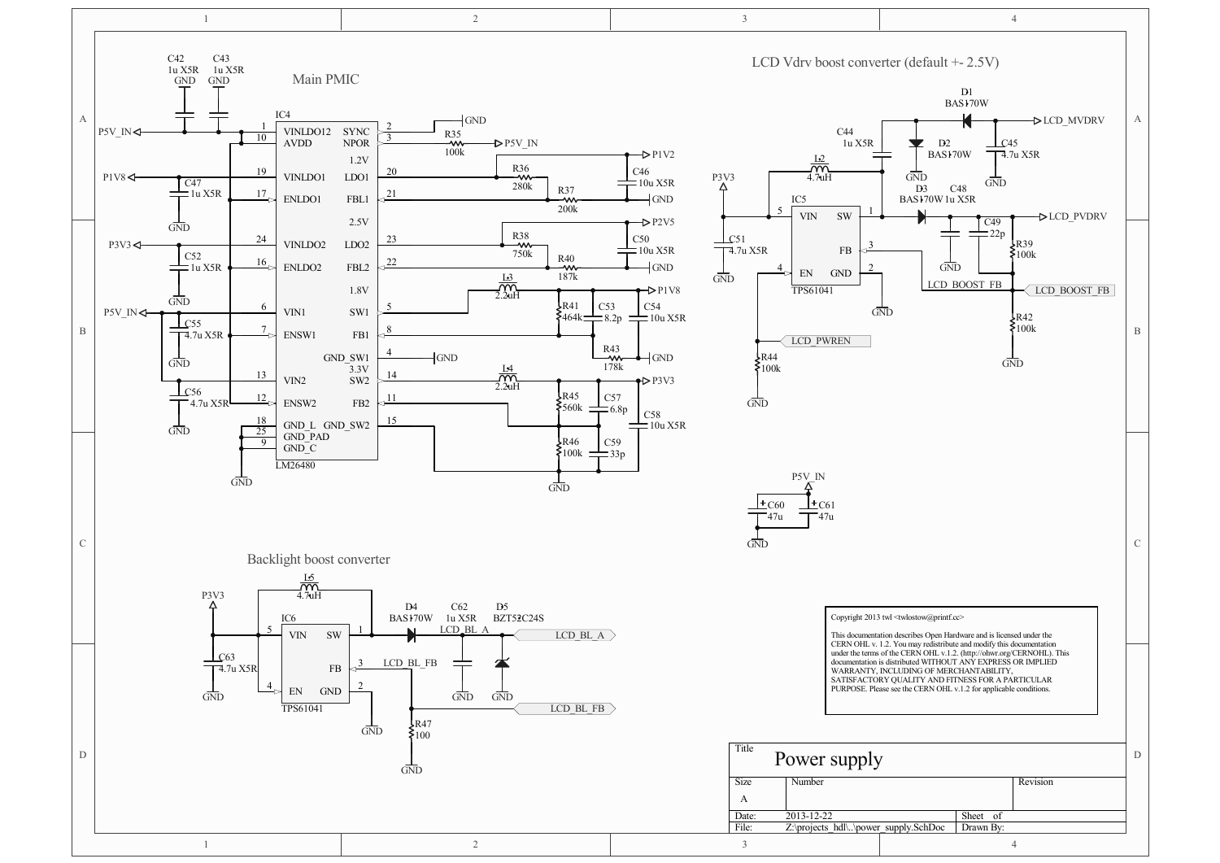# Power supply

## Main PMIC

IC4 LM26480

| Pin | Name | Name | Pin |
|---|---|---|---|
| 1 | VINLDO12 | SYNC | 2 |
| 10 | AVDD | NPOR | 3 |
| 19 | VINLDO1 | LDO1 | 20 |
| 17 | ENLDO1 | FBL1 | 21 |
| 24 | VINLDO2 | LDO2 | 23 |
| 16 | ENLDO2 | FBL2 | 22 |
| 6 | VIN1 | SW1 | 5 |
| 7 | ENSW1 | FB1 | 8 |
|  |  | GND_SW1 | 4 |
| 13 | VIN2 | SW2 | 14 |
| 12 | ENSW2 | FB2 | 11 |
| 18 | GND_L | GND_SW2 | 15 |
| 25 | GND_PAD |  |  |
| 9 | GND_C |  |  |

Rails: 1.2V (P1V2), 2.5V (P2V5), 1.8V (P1V8), 3.3V (P3V3)

Components: C42 1u X5R, C43 1u X5R, C47 1u X5R, C52 1u X5R, C55 4.7u X5R, C56 4.7u X5R, R35 100k, R36 280k, R37 200k, C46 10u X5R, R38 750k, R40 187k, C50 10u X5R, L3 2.2uH, R41 464k, C53 8.2p, C54 10u X5R, R43 178k, L4 2.2uH, R45 560k, C57 6.8p, C58 10u X5R, R46 100k, C59 33p

Nets: P5V_IN, P1V8, P3V3, P1V2, P2V5, GND

## LCD Vdrv boost converter (default +- 2.5V)

IC5 TPS61041: VIN (5), SW (1), FB (3), EN (4), GND (2)

Components: L2 4.7uH, C44 1u X5R, D1 BAS170W, D2 BAS170W, D3 BAS170W, C45 4.7u X5R, C48 1u X5R, C49 22p, R39 100k, R42 100k, C51 4.7u X5R, R44 100k

Nets: P3V3, LCD_MVDRV, LCD_PVDRV, LCD_BOOST_FB, LCD_PWREN, GND

C60 47u, C61 47u (P5V_IN)

## Backlight boost converter

IC6 TPS61041: VIN (5), SW (1), FB (3), EN (4), GND (2)

Components: L5 4.7uH, D4 BAS170W, C62 1u X5R, D5 BZT52C24S, C63 4.7u X5R, R47 100

Nets: P3V3, LCD_BL_A, LCD_BL_FB, GND

Copyright 2013 twl <twlostow@printf.cc>

This documentation describes Open Hardware and is licensed under the CERN OHL v. 1.2. You may redistribute and modify this documentation under the terms of the CERN OHL v.1.2. (http://ohwr.org/CERNOHL). This documentation is distributed WITHOUT ANY EXPRESS OR IMPLIED WARRANTY, INCLUDING OF MERCHANTABILITY, SATISFACTORY QUALITY AND FITNESS FOR A PARTICULAR PURPOSE. Please see the CERN OHL v.1.2 for applicable conditions.

| Title | Power supply | | |
|---|---|---|---|
| Size | Number | | Revision |
| A | | | |
| Date: | 2013-12-22 | Sheet of | |
| File: | Z:\projects_hdl\..\power_supply.SchDoc | Drawn By: | |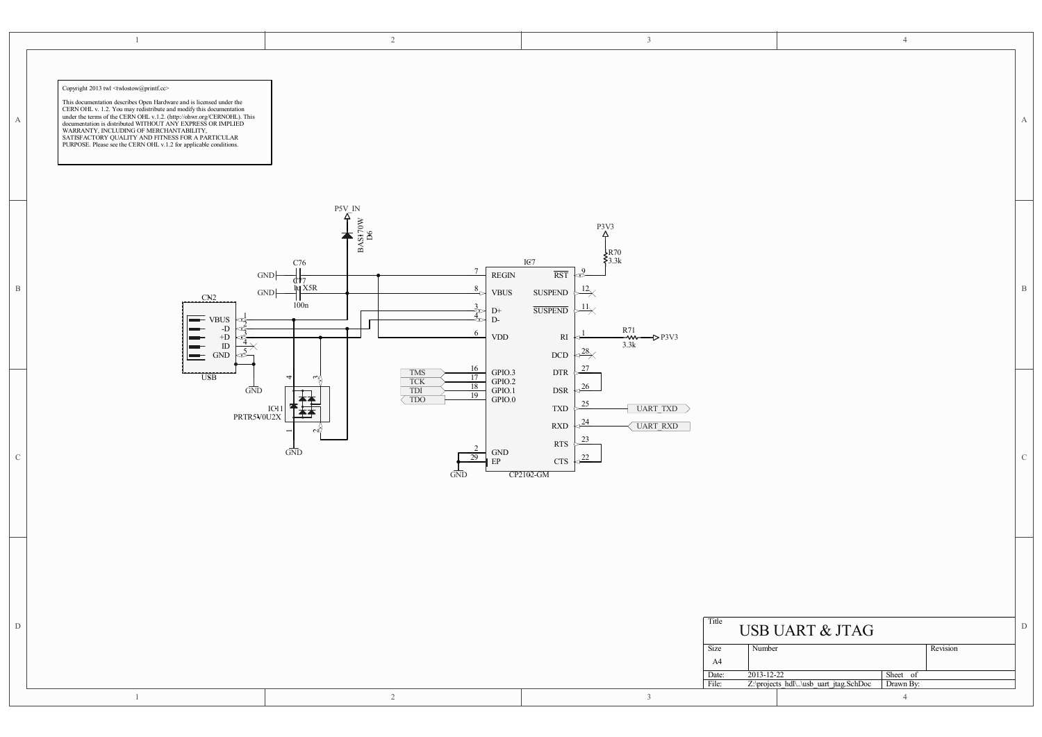Copyright 2013 twl <twlostow@printf.cc>

This documentation describes Open Hardware and is licensed under the CERN OHL v. 1.2. You may redistribute and modify this documentation under the terms of the CERN OHL v.1.2. (http://ohwr.org/CERNOHL). This documentation is distributed WITHOUT ANY EXPRESS OR IMPLIED WARRANTY, INCLUDING OF MERCHANTABILITY, SATISFACTORY QUALITY AND FITNESS FOR A PARTICULAR PURPOSE. Please see the CERN OHL v.1.2 for applicable conditions.

P5V_IN
BAS170W
D6
P3V3
R70
3.3k
C76
1u X5R
GND
C77
100n
GND
IC7
REGIN
VBUS
D+
D-
VDD
RST
SUSPEND
SUSPEND
RI
DCD
DTR
DSR
TXD
RXD
RTS
CTS
GPIO.3
GPIO.2
GPIO.1
GPIO.0
GND
EP
CP2102-GM
R71
3.3k
P3V3
CN2
VBUS
-D
+D
ID
GND
USB
GND
IC11
PRTR5V0U2X
GND
GND
TMS
TCK
TDI
TDO
UART_TXD
UART_RXD

| | | |
|---|---|---|
| Title | USB UART & JTAG | |
| Size | Number | Revision |
| A4 | | |
| Date: | 2013-12-22 | Sheet of |
| File: | Z:\projects_hdl\..\usb_uart_jtag.SchDoc | Drawn By: |